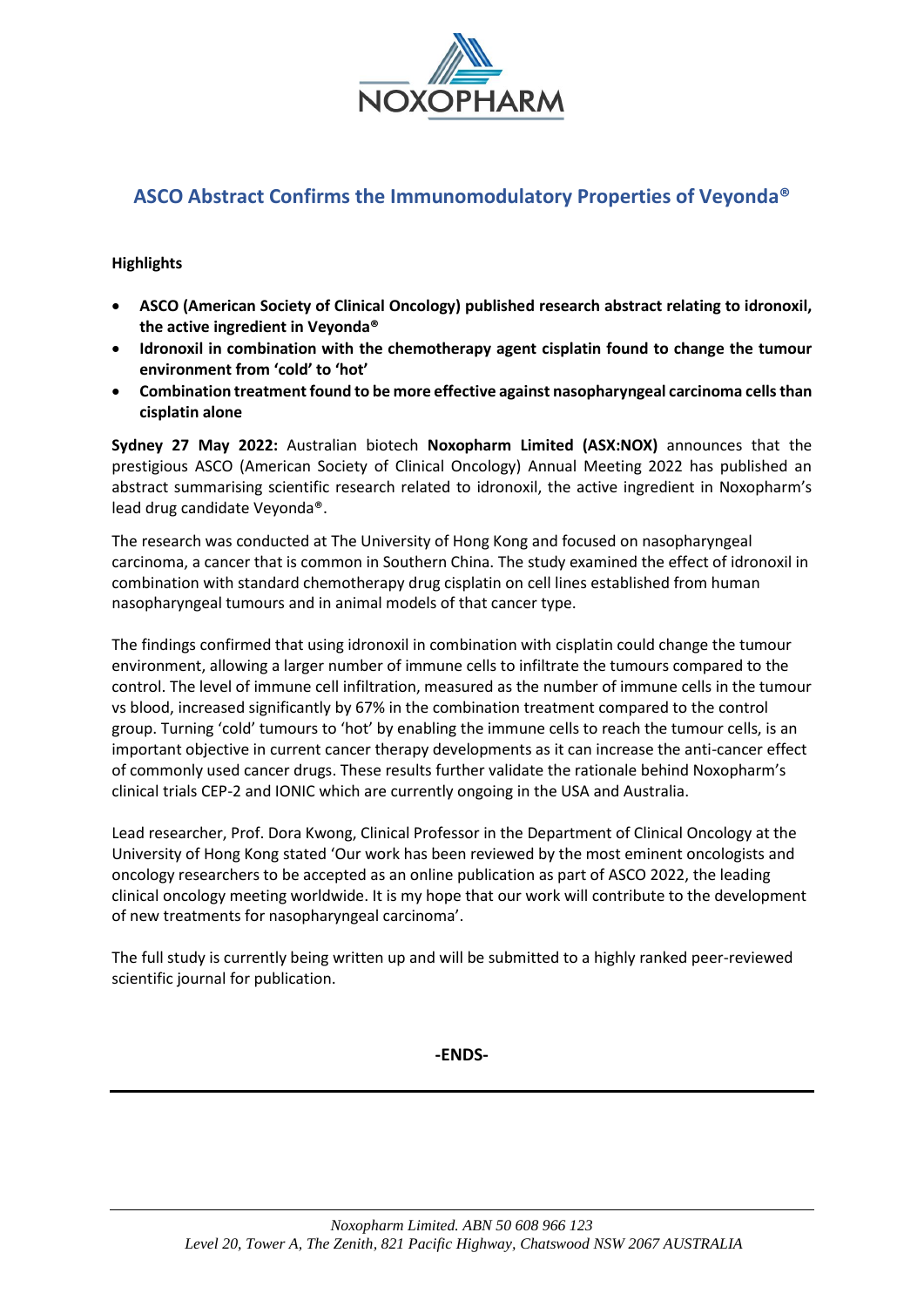NOXOPHARM

# ASCO Abstract Confirms the Immunomodulatory Properties of Veyonda®

**Highlights**

- **ASCO (American Society of Clinical Oncology) published research abstract relating to idronoxil, the active ingredient in Veyonda®**
- **Idronoxil in combination with the chemotherapy agent cisplatin found to change the tumour environment from 'cold' to 'hot'**
- **Combination treatment found to be more effective against nasopharyngeal carcinoma cells than cisplatin alone**

**Sydney 27 May 2022:** Australian biotech **Noxopharm Limited (ASX:NOX)** announces that the prestigious ASCO (American Society of Clinical Oncology) Annual Meeting 2022 has published an abstract summarising scientific research related to idronoxil, the active ingredient in Noxopharm's lead drug candidate Veyonda®.

The research was conducted at The University of Hong Kong and focused on nasopharyngeal carcinoma, a cancer that is common in Southern China. The study examined the effect of idronoxil in combination with standard chemotherapy drug cisplatin on cell lines established from human nasopharyngeal tumours and in animal models of that cancer type.

The findings confirmed that using idronoxil in combination with cisplatin could change the tumour environment, allowing a larger number of immune cells to infiltrate the tumours compared to the control. The level of immune cell infiltration, measured as the number of immune cells in the tumour vs blood, increased significantly by 67% in the combination treatment compared to the control group. Turning 'cold' tumours to 'hot' by enabling the immune cells to reach the tumour cells, is an important objective in current cancer therapy developments as it can increase the anti-cancer effect of commonly used cancer drugs. These results further validate the rationale behind Noxopharm's clinical trials CEP-2 and IONIC which are currently ongoing in the USA and Australia.

Lead researcher, Prof. Dora Kwong, Clinical Professor in the Department of Clinical Oncology at the University of Hong Kong stated 'Our work has been reviewed by the most eminent oncologists and oncology researchers to be accepted as an online publication as part of ASCO 2022, the leading clinical oncology meeting worldwide. It is my hope that our work will contribute to the development of new treatments for nasopharyngeal carcinoma'.

The full study is currently being written up and will be submitted to a highly ranked peer-reviewed scientific journal for publication.

**-ENDS-**

*Noxopharm Limited. ABN 50 608 966 123*
*Level 20, Tower A, The Zenith, 821 Pacific Highway, Chatswood NSW 2067 AUSTRALIA*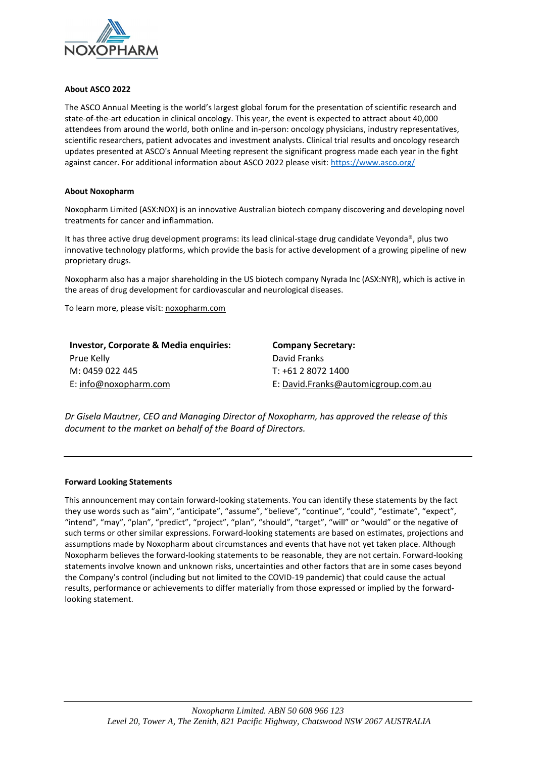### About ASCO 2022

The ASCO Annual Meeting is the world's largest global forum for the presentation of scientific research and state-of-the-art education in clinical oncology. This year, the event is expected to attract about 40,000 attendees from around the world, both online and in-person: oncology physicians, industry representatives, scientific researchers, patient advocates and investment analysts. Clinical trial results and oncology research updates presented at ASCO's Annual Meeting represent the significant progress made each year in the fight against cancer. For additional information about ASCO 2022 please visit: https://www.asco.org/

### About Noxopharm

Noxopharm Limited (ASX:NOX) is an innovative Australian biotech company discovering and developing novel treatments for cancer and inflammation.

It has three active drug development programs: its lead clinical-stage drug candidate Veyonda®, plus two innovative technology platforms, which provide the basis for active development of a growing pipeline of new proprietary drugs.

Noxopharm also has a major shareholding in the US biotech company Nyrada Inc (ASX:NYR), which is active in the areas of drug development for cardiovascular and neurological diseases.

To learn more, please visit: noxopharm.com

**Investor, Corporate & Media enquiries:**
Prue Kelly
M: 0459 022 445
E: info@noxopharm.com

**Company Secretary:**
David Franks
T: +61 2 8072 1400
E: David.Franks@automicgroup.com.au

*Dr Gisela Mautner, CEO and Managing Director of Noxopharm, has approved the release of this document to the market on behalf of the Board of Directors.*

---

### Forward Looking Statements

This announcement may contain forward-looking statements. You can identify these statements by the fact they use words such as "aim", "anticipate", "assume", "believe", "continue", "could", "estimate", "expect", "intend", "may", "plan", "predict", "project", "plan", "should", "target", "will" or "would" or the negative of such terms or other similar expressions. Forward-looking statements are based on estimates, projections and assumptions made by Noxopharm about circumstances and events that have not yet taken place. Although Noxopharm believes the forward-looking statements to be reasonable, they are not certain. Forward-looking statements involve known and unknown risks, uncertainties and other factors that are in some cases beyond the Company's control (including but not limited to the COVID-19 pandemic) that could cause the actual results, performance or achievements to differ materially from those expressed or implied by the forward-looking statement.